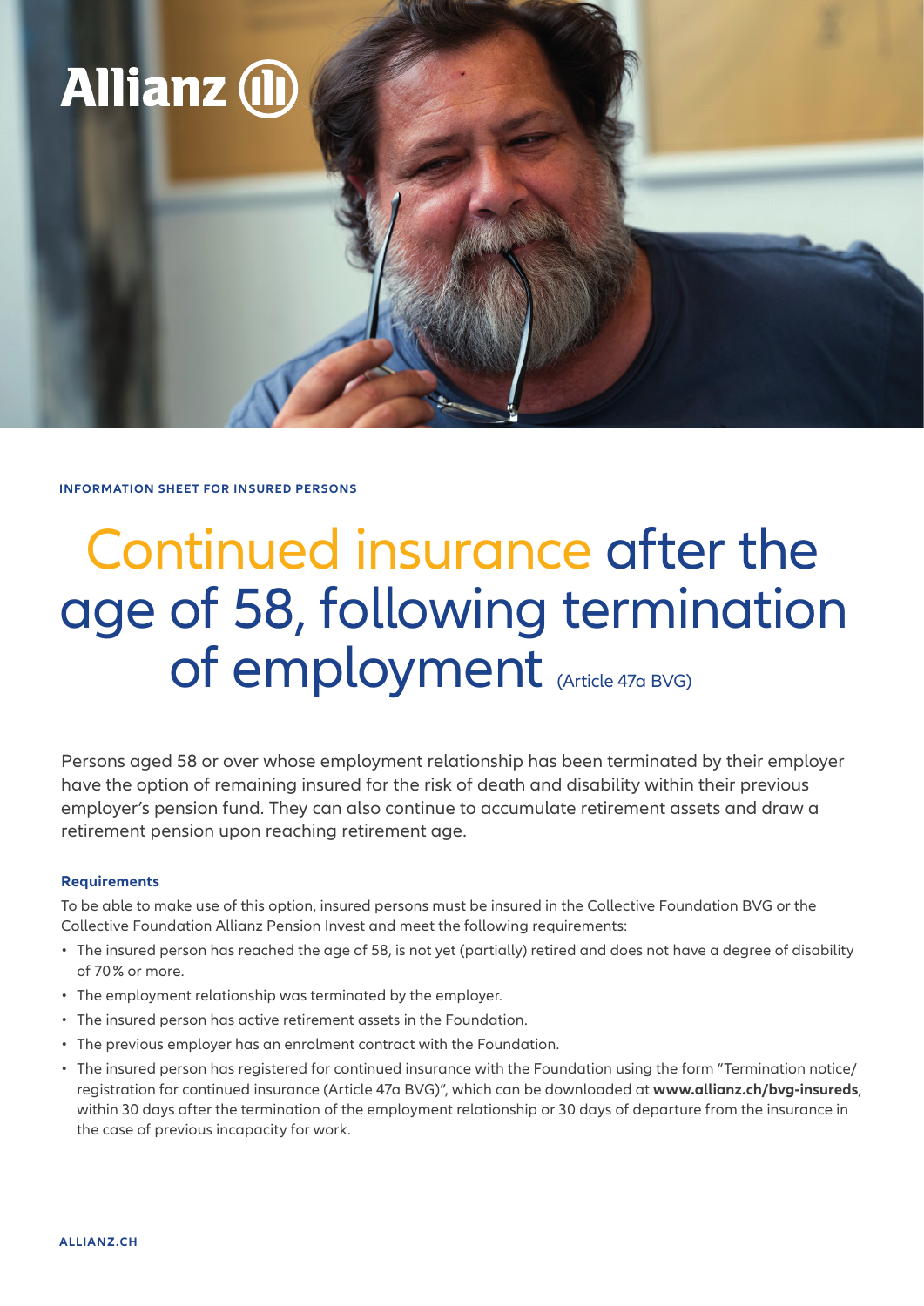INFORMATION SHEET FOR INSURED PERSONS

# Continued insurance after the age of 58, following termination of employment (Article 47a BVG)

Persons aged 58 or over whose employment relationship has been terminated by their employer have the option of remaining insured for the risk of death and disability within their previous employer's pension fund. They can also continue to accumulate retirement assets and draw a retirement pension upon reaching retirement age.

### Requirements

To be able to make use of this option, insured persons must be insured in the Collective Foundation BVG or the Collective Foundation Allianz Pension Invest and meet the following requirements:

- The insured person has reached the age of 58, is not yet (partially) retired and does not have a degree of disability of 70% or more.
- The employment relationship was terminated by the employer.
- The insured person has active retirement assets in the Foundation.
- The previous employer has an enrolment contract with the Foundation.
- The insured person has registered for continued insurance with the Foundation using the form "Termination notice/ registration for continued insurance (Article 47a BVG)", which can be downloaded at **www.allianz.ch/bvg-insureds**, within 30 days after the termination of the employment relationship or 30 days of departure from the insurance in the case of previous incapacity for work.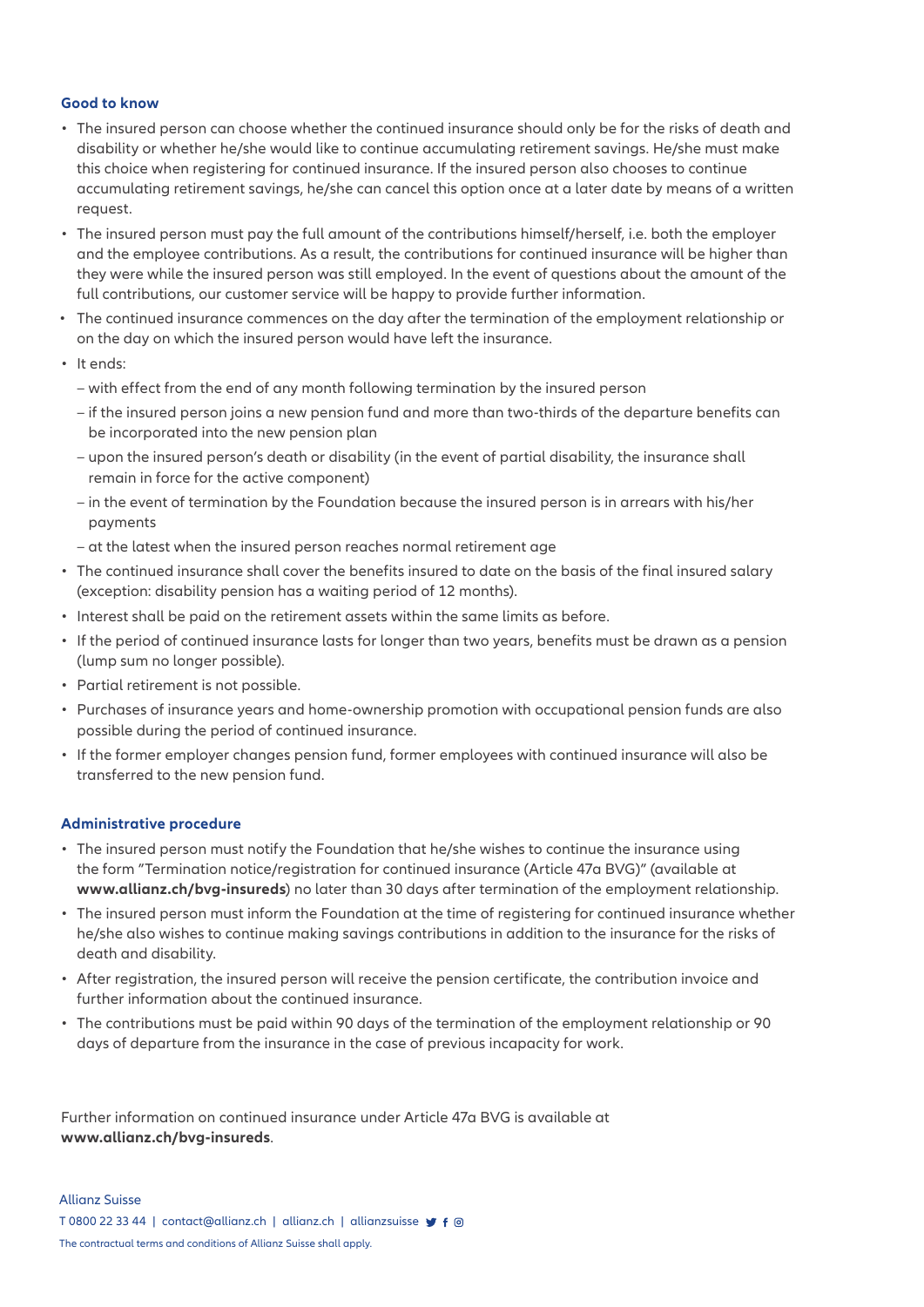## Good to know

- The insured person can choose whether the continued insurance should only be for the risks of death and disability or whether he/she would like to continue accumulating retirement savings. He/she must make this choice when registering for continued insurance. If the insured person also chooses to continue accumulating retirement savings, he/she can cancel this option once at a later date by means of a written request.
- The insured person must pay the full amount of the contributions himself/herself, i.e. both the employer and the employee contributions. As a result, the contributions for continued insurance will be higher than they were while the insured person was still employed. In the event of questions about the amount of the full contributions, our customer service will be happy to provide further information.
- The continued insurance commences on the day after the termination of the employment relationship or on the day on which the insured person would have left the insurance.
- It ends:
  - with effect from the end of any month following termination by the insured person
  - if the insured person joins a new pension fund and more than two-thirds of the departure benefits can be incorporated into the new pension plan
  - upon the insured person's death or disability (in the event of partial disability, the insurance shall remain in force for the active component)
  - in the event of termination by the Foundation because the insured person is in arrears with his/her payments
  - at the latest when the insured person reaches normal retirement age
- The continued insurance shall cover the benefits insured to date on the basis of the final insured salary (exception: disability pension has a waiting period of 12 months).
- Interest shall be paid on the retirement assets within the same limits as before.
- If the period of continued insurance lasts for longer than two years, benefits must be drawn as a pension (lump sum no longer possible).
- Partial retirement is not possible.
- Purchases of insurance years and home-ownership promotion with occupational pension funds are also possible during the period of continued insurance.
- If the former employer changes pension fund, former employees with continued insurance will also be transferred to the new pension fund.

## Administrative procedure

- The insured person must notify the Foundation that he/she wishes to continue the insurance using the form "Termination notice/registration for continued insurance (Article 47a BVG)" (available at **www.allianz.ch/bvg-insureds**) no later than 30 days after termination of the employment relationship.
- The insured person must inform the Foundation at the time of registering for continued insurance whether he/she also wishes to continue making savings contributions in addition to the insurance for the risks of death and disability.
- After registration, the insured person will receive the pension certificate, the contribution invoice and further information about the continued insurance.
- The contributions must be paid within 90 days of the termination of the employment relationship or 90 days of departure from the insurance in the case of previous incapacity for work.

Further information on continued insurance under Article 47a BVG is available at **www.allianz.ch/bvg-insureds**.

Allianz Suisse
T 0800 22 33 44 | contact@allianz.ch | allianz.ch | allianzsuisse

The contractual terms and conditions of Allianz Suisse shall apply.